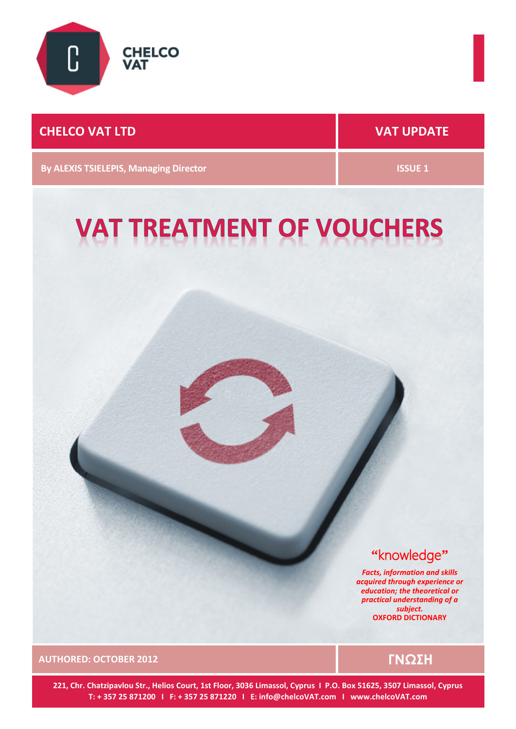CHELCO VAT

**CHELCO VAT LTD** | **VAT UPDATE**

**By ALEXIS TSIELEPIS, Managing Director** | **ISSUE 1**

# VAT TREATMENT OF VOUCHERS

"knowledge"

***Facts, information and skills acquired through experience or education; the theoretical or practical understanding of a subject.***
**OXFORD DICTIONARY**

**AUTHORED: OCTOBER 2012** | **ΓΝΩΣΗ**

**221, Chr. Chatzipavlou Str., Helios Court, 1st Floor, 3036 Limassol, Cyprus I P.O. Box 51625, 3507 Limassol, Cyprus**
**T: + 357 25 871200 I F: + 357 25 871220 I E: info@chelcoVAT.com I www.chelcoVAT.com**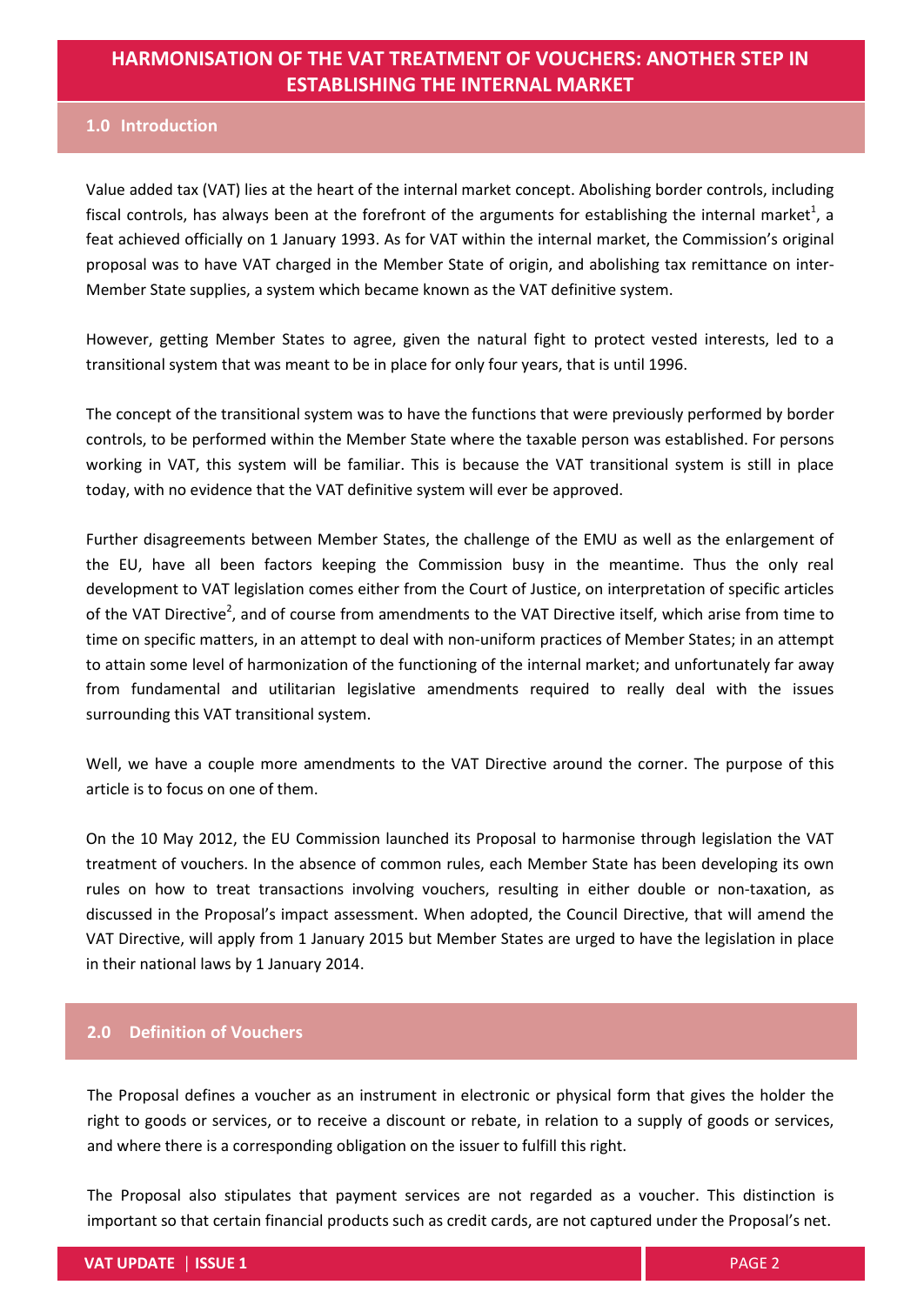# HARMONISATION OF THE VAT TREATMENT OF VOUCHERS: ANOTHER STEP IN ESTABLISHING THE INTERNAL MARKET

## 1.0 Introduction

Value added tax (VAT) lies at the heart of the internal market concept. Abolishing border controls, including fiscal controls, has always been at the forefront of the arguments for establishing the internal market[1], a feat achieved officially on 1 January 1993. As for VAT within the internal market, the Commission's original proposal was to have VAT charged in the Member State of origin, and abolishing tax remittance on inter-Member State supplies, a system which became known as the VAT definitive system.

However, getting Member States to agree, given the natural fight to protect vested interests, led to a transitional system that was meant to be in place for only four years, that is until 1996.

The concept of the transitional system was to have the functions that were previously performed by border controls, to be performed within the Member State where the taxable person was established. For persons working in VAT, this system will be familiar. This is because the VAT transitional system is still in place today, with no evidence that the VAT definitive system will ever be approved.

Further disagreements between Member States, the challenge of the EMU as well as the enlargement of the EU, have all been factors keeping the Commission busy in the meantime. Thus the only real development to VAT legislation comes either from the Court of Justice, on interpretation of specific articles of the VAT Directive[2], and of course from amendments to the VAT Directive itself, which arise from time to time on specific matters, in an attempt to deal with non-uniform practices of Member States; in an attempt to attain some level of harmonization of the functioning of the internal market; and unfortunately far away from fundamental and utilitarian legislative amendments required to really deal with the issues surrounding this VAT transitional system.

Well, we have a couple more amendments to the VAT Directive around the corner. The purpose of this article is to focus on one of them.

On the 10 May 2012, the EU Commission launched its Proposal to harmonise through legislation the VAT treatment of vouchers. In the absence of common rules, each Member State has been developing its own rules on how to treat transactions involving vouchers, resulting in either double or non-taxation, as discussed in the Proposal's impact assessment. When adopted, the Council Directive, that will amend the VAT Directive, will apply from 1 January 2015 but Member States are urged to have the legislation in place in their national laws by 1 January 2014.

## 2.0 Definition of Vouchers

The Proposal defines a voucher as an instrument in electronic or physical form that gives the holder the right to goods or services, or to receive a discount or rebate, in relation to a supply of goods or services, and where there is a corresponding obligation on the issuer to fulfill this right.

The Proposal also stipulates that payment services are not regarded as a voucher. This distinction is important so that certain financial products such as credit cards, are not captured under the Proposal's net.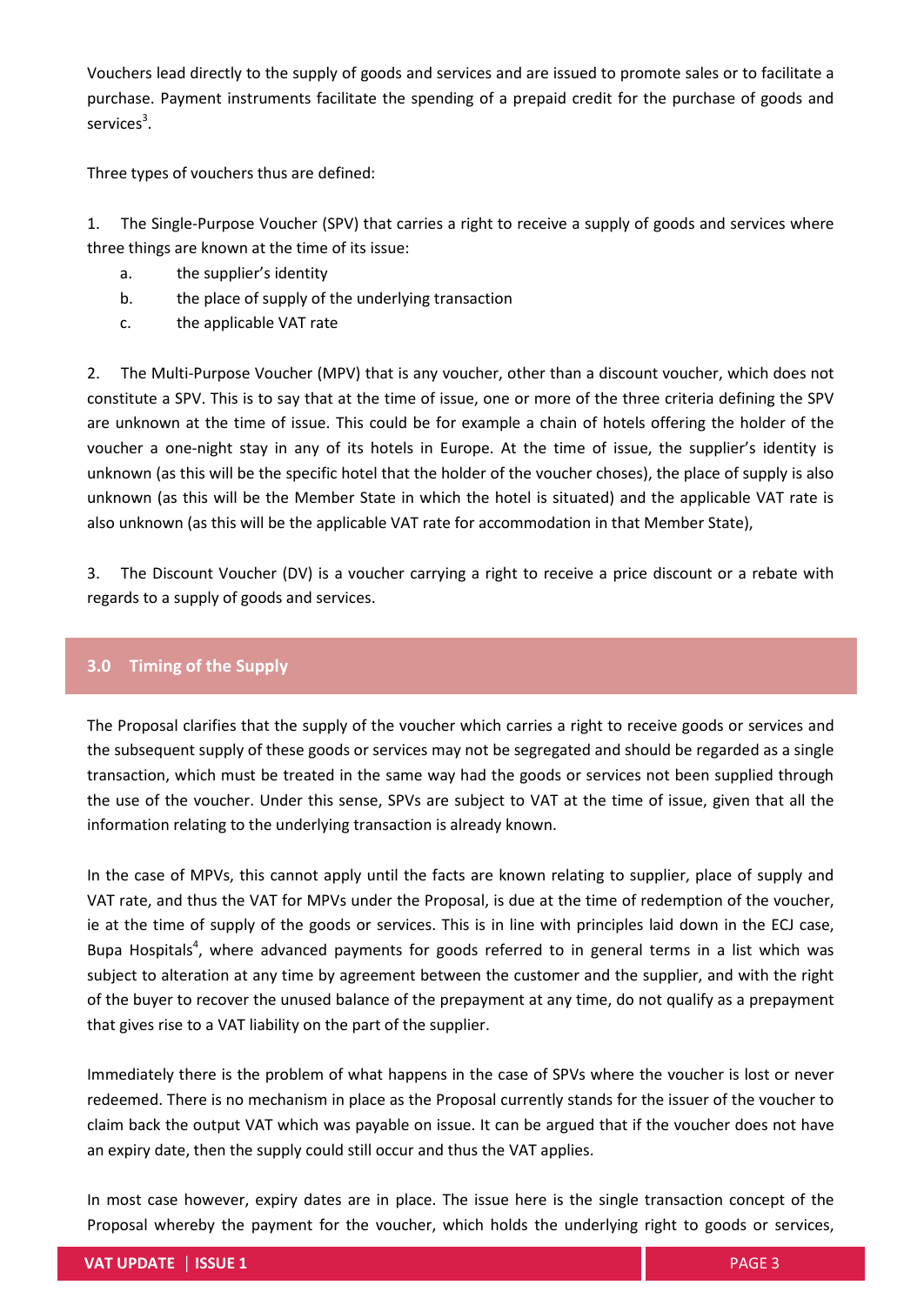Vouchers lead directly to the supply of goods and services and are issued to promote sales or to facilitate a purchase. Payment instruments facilitate the spending of a prepaid credit for the purchase of goods and services[3].

Three types of vouchers thus are defined:

1. The Single-Purpose Voucher (SPV) that carries a right to receive a supply of goods and services where three things are known at the time of its issue:
   a. the supplier's identity
   b. the place of supply of the underlying transaction
   c. the applicable VAT rate

2. The Multi-Purpose Voucher (MPV) that is any voucher, other than a discount voucher, which does not constitute a SPV. This is to say that at the time of issue, one or more of the three criteria defining the SPV are unknown at the time of issue. This could be for example a chain of hotels offering the holder of the voucher a one-night stay in any of its hotels in Europe. At the time of issue, the supplier's identity is unknown (as this will be the specific hotel that the holder of the voucher choses), the place of supply is also unknown (as this will be the Member State in which the hotel is situated) and the applicable VAT rate is also unknown (as this will be the applicable VAT rate for accommodation in that Member State),

3. The Discount Voucher (DV) is a voucher carrying a right to receive a price discount or a rebate with regards to a supply of goods and services.

## 3.0 Timing of the Supply

The Proposal clarifies that the supply of the voucher which carries a right to receive goods or services and the subsequent supply of these goods or services may not be segregated and should be regarded as a single transaction, which must be treated in the same way had the goods or services not been supplied through the use of the voucher. Under this sense, SPVs are subject to VAT at the time of issue, given that all the information relating to the underlying transaction is already known.

In the case of MPVs, this cannot apply until the facts are known relating to supplier, place of supply and VAT rate, and thus the VAT for MPVs under the Proposal, is due at the time of redemption of the voucher, ie at the time of supply of the goods or services. This is in line with principles laid down in the ECJ case, Bupa Hospitals[4], where advanced payments for goods referred to in general terms in a list which was subject to alteration at any time by agreement between the customer and the supplier, and with the right of the buyer to recover the unused balance of the prepayment at any time, do not qualify as a prepayment that gives rise to a VAT liability on the part of the supplier.

Immediately there is the problem of what happens in the case of SPVs where the voucher is lost or never redeemed. There is no mechanism in place as the Proposal currently stands for the issuer of the voucher to claim back the output VAT which was payable on issue. It can be argued that if the voucher does not have an expiry date, then the supply could still occur and thus the VAT applies.

In most case however, expiry dates are in place. The issue here is the single transaction concept of the Proposal whereby the payment for the voucher, which holds the underlying right to goods or services,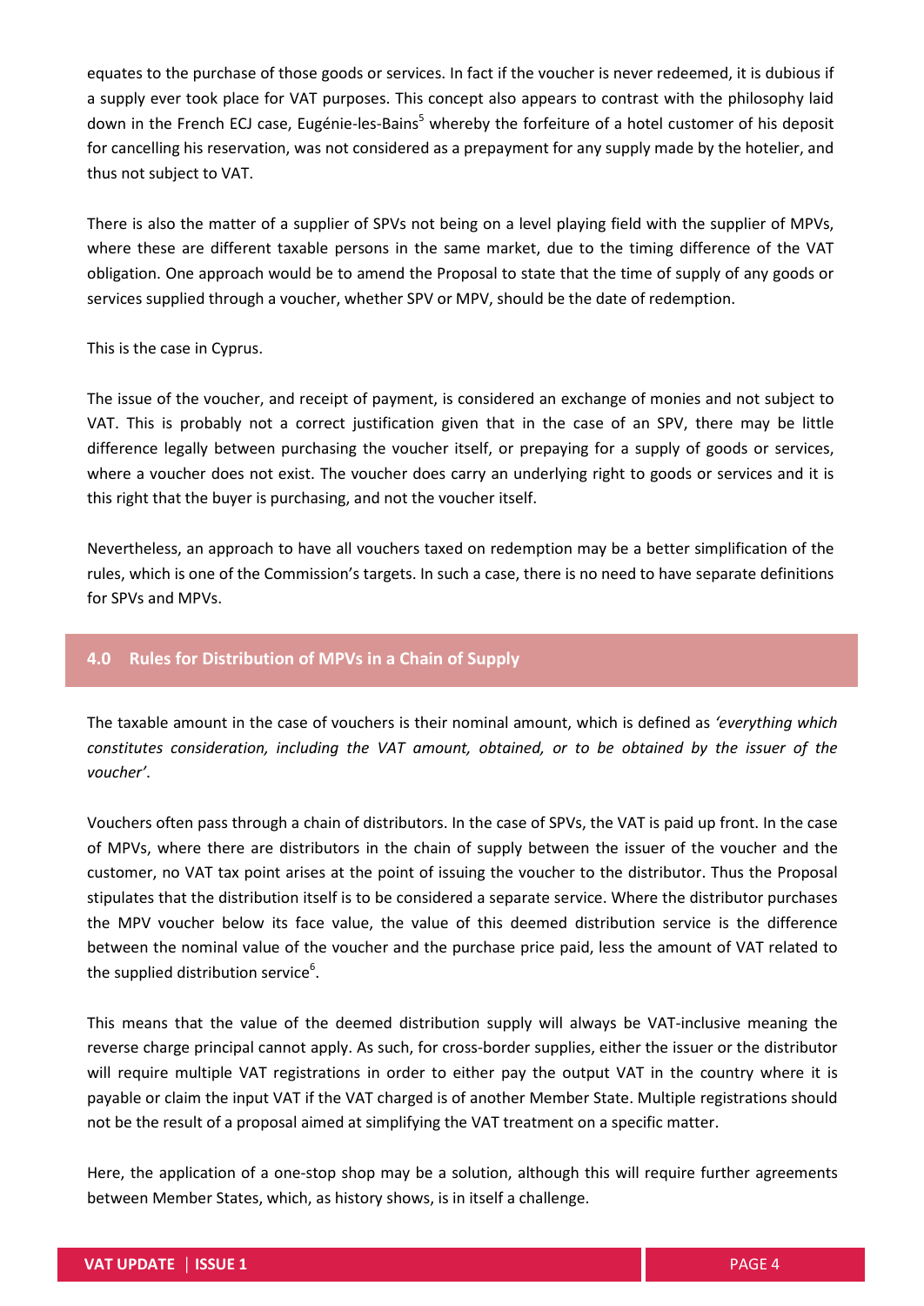equates to the purchase of those goods or services. In fact if the voucher is never redeemed, it is dubious if a supply ever took place for VAT purposes. This concept also appears to contrast with the philosophy laid down in the French ECJ case, Eugénie-les-Bains[5] whereby the forfeiture of a hotel customer of his deposit for cancelling his reservation, was not considered as a prepayment for any supply made by the hotelier, and thus not subject to VAT.

There is also the matter of a supplier of SPVs not being on a level playing field with the supplier of MPVs, where these are different taxable persons in the same market, due to the timing difference of the VAT obligation. One approach would be to amend the Proposal to state that the time of supply of any goods or services supplied through a voucher, whether SPV or MPV, should be the date of redemption.

This is the case in Cyprus.

The issue of the voucher, and receipt of payment, is considered an exchange of monies and not subject to VAT. This is probably not a correct justification given that in the case of an SPV, there may be little difference legally between purchasing the voucher itself, or prepaying for a supply of goods or services, where a voucher does not exist. The voucher does carry an underlying right to goods or services and it is this right that the buyer is purchasing, and not the voucher itself.

Nevertheless, an approach to have all vouchers taxed on redemption may be a better simplification of the rules, which is one of the Commission's targets. In such a case, there is no need to have separate definitions for SPVs and MPVs.

## 4.0 Rules for Distribution of MPVs in a Chain of Supply

The taxable amount in the case of vouchers is their nominal amount, which is defined as *'everything which constitutes consideration, including the VAT amount, obtained, or to be obtained by the issuer of the voucher'*.

Vouchers often pass through a chain of distributors. In the case of SPVs, the VAT is paid up front. In the case of MPVs, where there are distributors in the chain of supply between the issuer of the voucher and the customer, no VAT tax point arises at the point of issuing the voucher to the distributor. Thus the Proposal stipulates that the distribution itself is to be considered a separate service. Where the distributor purchases the MPV voucher below its face value, the value of this deemed distribution service is the difference between the nominal value of the voucher and the purchase price paid, less the amount of VAT related to the supplied distribution service[6].

This means that the value of the deemed distribution supply will always be VAT-inclusive meaning the reverse charge principal cannot apply. As such, for cross-border supplies, either the issuer or the distributor will require multiple VAT registrations in order to either pay the output VAT in the country where it is payable or claim the input VAT if the VAT charged is of another Member State. Multiple registrations should not be the result of a proposal aimed at simplifying the VAT treatment on a specific matter.

Here, the application of a one-stop shop may be a solution, although this will require further agreements between Member States, which, as history shows, is in itself a challenge.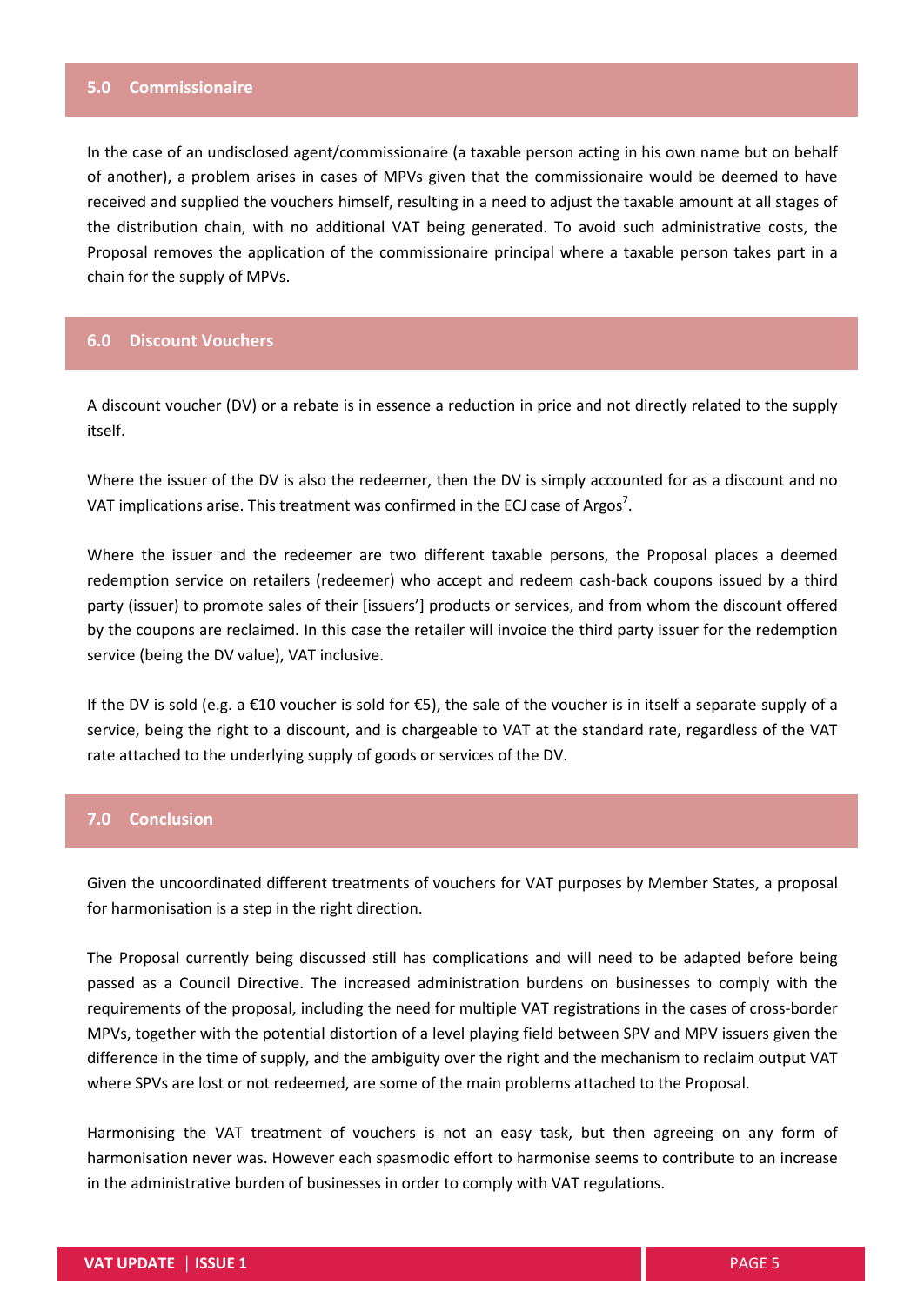## 5.0 Commissionaire

In the case of an undisclosed agent/commissionaire (a taxable person acting in his own name but on behalf of another), a problem arises in cases of MPVs given that the commissionaire would be deemed to have received and supplied the vouchers himself, resulting in a need to adjust the taxable amount at all stages of the distribution chain, with no additional VAT being generated. To avoid such administrative costs, the Proposal removes the application of the commissionaire principal where a taxable person takes part in a chain for the supply of MPVs.

## 6.0 Discount Vouchers

A discount voucher (DV) or a rebate is in essence a reduction in price and not directly related to the supply itself.

Where the issuer of the DV is also the redeemer, then the DV is simply accounted for as a discount and no VAT implications arise. This treatment was confirmed in the ECJ case of Argos[7].

Where the issuer and the redeemer are two different taxable persons, the Proposal places a deemed redemption service on retailers (redeemer) who accept and redeem cash-back coupons issued by a third party (issuer) to promote sales of their [issuers'] products or services, and from whom the discount offered by the coupons are reclaimed. In this case the retailer will invoice the third party issuer for the redemption service (being the DV value), VAT inclusive.

If the DV is sold (e.g. a €10 voucher is sold for €5), the sale of the voucher is in itself a separate supply of a service, being the right to a discount, and is chargeable to VAT at the standard rate, regardless of the VAT rate attached to the underlying supply of goods or services of the DV.

## 7.0 Conclusion

Given the uncoordinated different treatments of vouchers for VAT purposes by Member States, a proposal for harmonisation is a step in the right direction.

The Proposal currently being discussed still has complications and will need to be adapted before being passed as a Council Directive. The increased administration burdens on businesses to comply with the requirements of the proposal, including the need for multiple VAT registrations in the cases of cross-border MPVs, together with the potential distortion of a level playing field between SPV and MPV issuers given the difference in the time of supply, and the ambiguity over the right and the mechanism to reclaim output VAT where SPVs are lost or not redeemed, are some of the main problems attached to the Proposal.

Harmonising the VAT treatment of vouchers is not an easy task, but then agreeing on any form of harmonisation never was. However each spasmodic effort to harmonise seems to contribute to an increase in the administrative burden of businesses in order to comply with VAT regulations.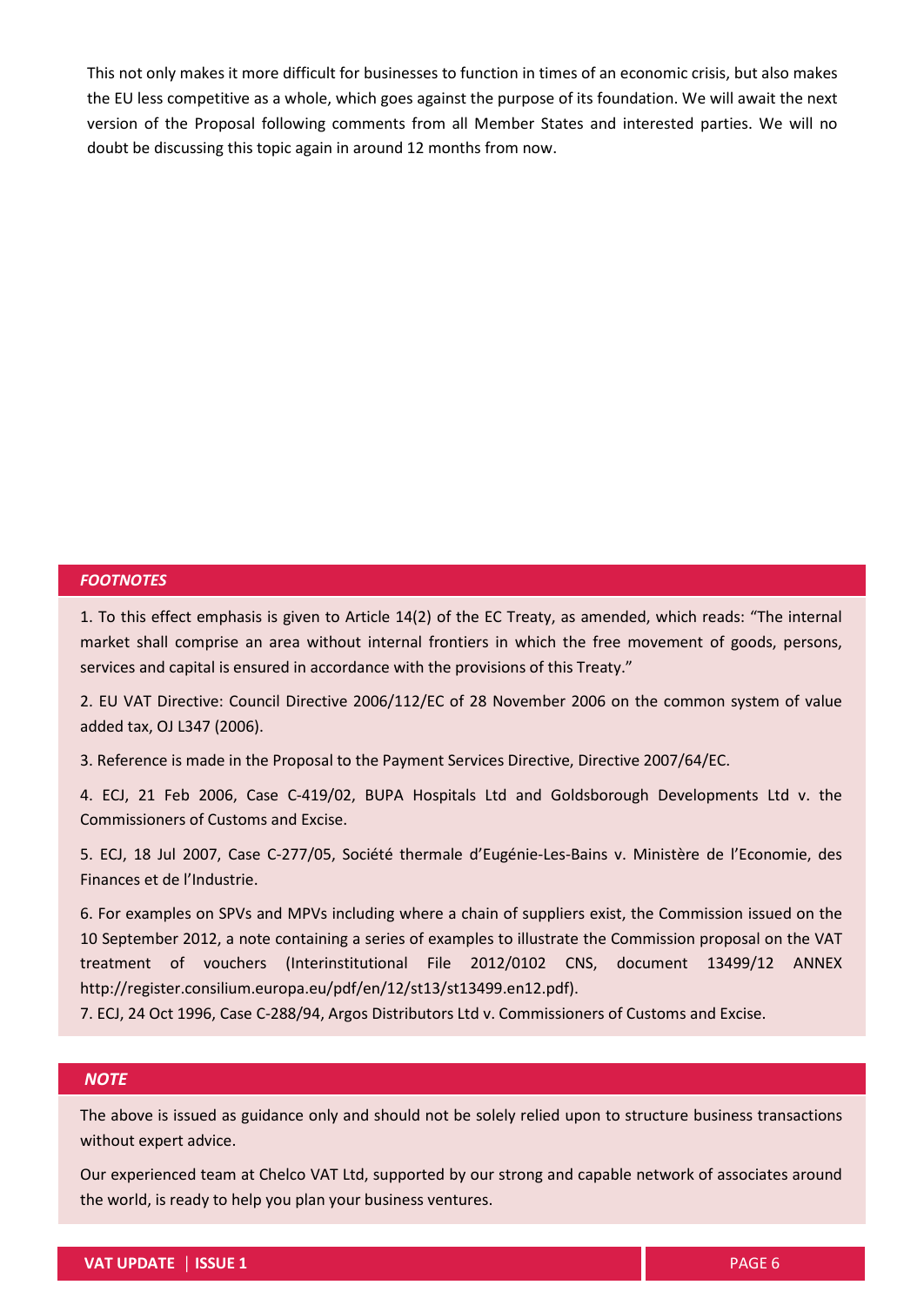This not only makes it more difficult for businesses to function in times of an economic crisis, but also makes the EU less competitive as a whole, which goes against the purpose of its foundation. We will await the next version of the Proposal following comments from all Member States and interested parties. We will no doubt be discussing this topic again in around 12 months from now.

### *FOOTNOTES*

1. To this effect emphasis is given to Article 14(2) of the EC Treaty, as amended, which reads: "The internal market shall comprise an area without internal frontiers in which the free movement of goods, persons, services and capital is ensured in accordance with the provisions of this Treaty."

2. EU VAT Directive: Council Directive 2006/112/EC of 28 November 2006 on the common system of value added tax, OJ L347 (2006).

3. Reference is made in the Proposal to the Payment Services Directive, Directive 2007/64/EC.

4. ECJ, 21 Feb 2006, Case C-419/02, BUPA Hospitals Ltd and Goldsborough Developments Ltd v. the Commissioners of Customs and Excise.

5. ECJ, 18 Jul 2007, Case C-277/05, Société thermale d'Eugénie-Les-Bains v. Ministère de l'Economie, des Finances et de l'Industrie.

6. For examples on SPVs and MPVs including where a chain of suppliers exist, the Commission issued on the 10 September 2012, a note containing a series of examples to illustrate the Commission proposal on the VAT treatment of vouchers (Interinstitutional File 2012/0102 CNS, document 13499/12 ANNEX http://register.consilium.europa.eu/pdf/en/12/st13/st13499.en12.pdf).

7. ECJ, 24 Oct 1996, Case C-288/94, Argos Distributors Ltd v. Commissioners of Customs and Excise.

### *NOTE*

The above is issued as guidance only and should not be solely relied upon to structure business transactions without expert advice.

Our experienced team at Chelco VAT Ltd, supported by our strong and capable network of associates around the world, is ready to help you plan your business ventures.